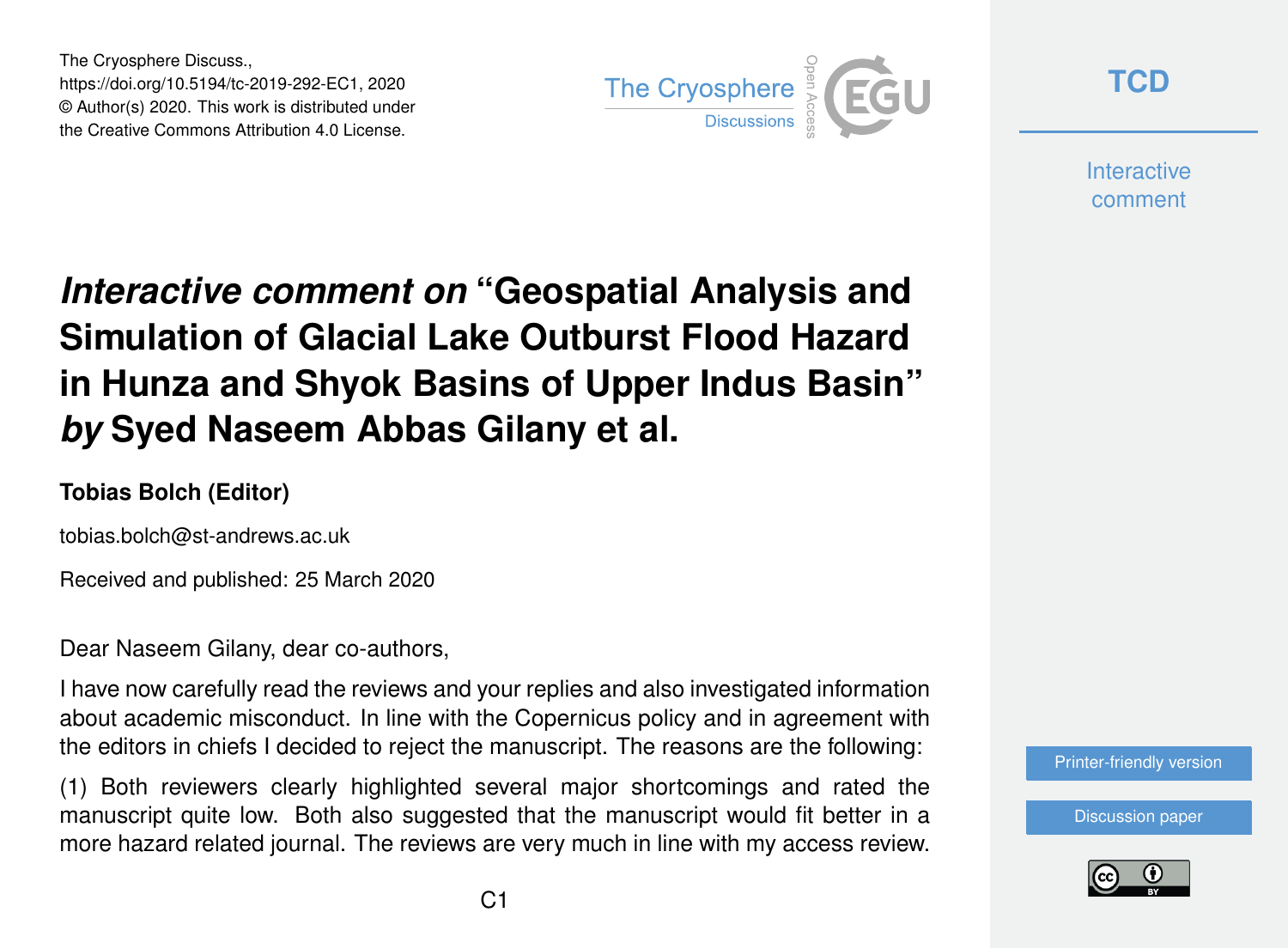# *Interactive comment on* "Geospatial Analysis and Simulation of Glacial Lake Outburst Flood Hazard in Hunza and Shyok Basins of Upper Indus Basin" *by* Syed Naseem Abbas Gilany et al.

**Tobias Bolch (Editor)**

tobias.bolch@st-andrews.ac.uk

Received and published: 25 March 2020

Dear Naseem Gilany, dear co-authors,

I have now carefully read the reviews and your replies and also investigated information about academic misconduct. In line with the Copernicus policy and in agreement with the editors in chiefs I decided to reject the manuscript. The reasons are the following:

(1) Both reviewers clearly highlighted several major shortcomings and rated the manuscript quite low. Both also suggested that the manuscript would fit better in a more hazard related journal. The reviews are very much in line with my access review.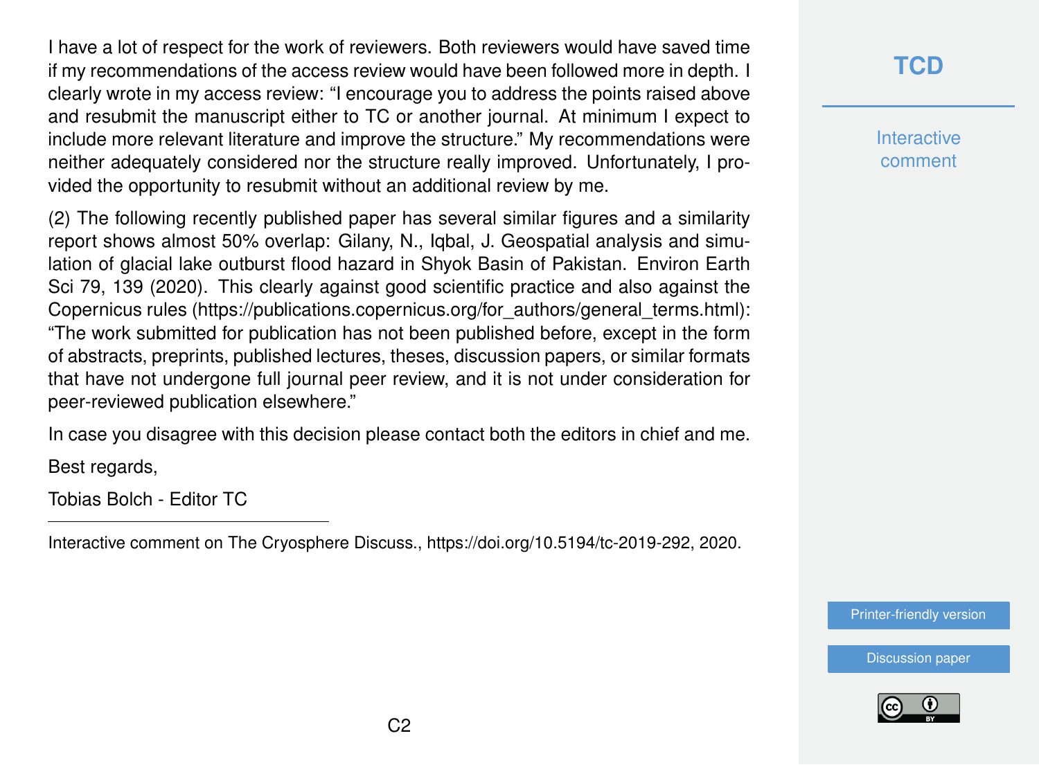I have a lot of respect for the work of reviewers. Both reviewers would have saved time if my recommendations of the access review would have been followed more in depth. I clearly wrote in my access review: "I encourage you to address the points raised above and resubmit the manuscript either to TC or another journal. At minimum I expect to include more relevant literature and improve the structure." My recommendations were neither adequately considered nor the structure really improved. Unfortunately, I provided the opportunity to resubmit without an additional review by me.

(2) The following recently published paper has several similar figures and a similarity report shows almost 50% overlap: Gilany, N., Iqbal, J. Geospatial analysis and simulation of glacial lake outburst flood hazard in Shyok Basin of Pakistan. Environ Earth Sci 79, 139 (2020). This clearly against good scientific practice and also against the Copernicus rules (https://publications.copernicus.org/for_authors/general_terms.html): "The work submitted for publication has not been published before, except in the form of abstracts, preprints, published lectures, theses, discussion papers, or similar formats that have not undergone full journal peer review, and it is not under consideration for peer-reviewed publication elsewhere."

In case you disagree with this decision please contact both the editors in chief and me.

Best regards,

Tobias Bolch - Editor TC

---

Interactive comment on The Cryosphere Discuss., https://doi.org/10.5194/tc-2019-292, 2020.